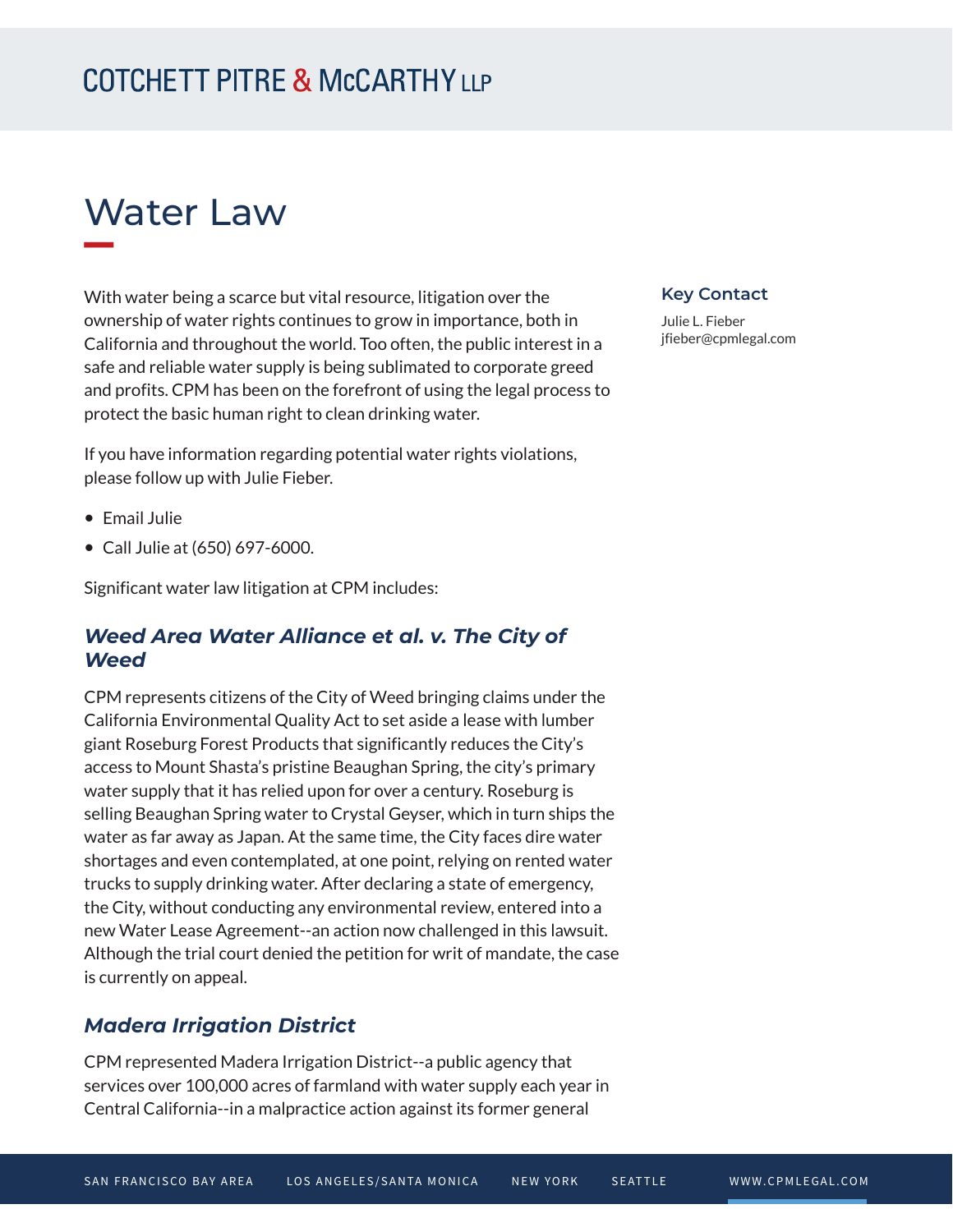# Water Law

With water being a scarce but vital resource, litigation over the ownership of water rights continues to grow in importance, both in California and throughout the world. Too often, the public interest in a safe and reliable water supply is being sublimated to corporate greed and profits. CPM has been on the forefront of using the legal process to protect the basic human right to clean drinking water.

If you have information regarding potential water rights violations, please follow up with Julie Fieber.

- Email Julie
- Call Julie at (650) 697-6000.

Significant water law litigation at CPM includes:

### *Weed Area Water Alliance et al. v. The City of Weed*

CPM represents citizens of the City of Weed bringing claims under the California Environmental Quality Act to set aside a lease with lumber giant Roseburg Forest Products that significantly reduces the City's access to Mount Shasta's pristine Beaughan Spring, the city's primary water supply that it has relied upon for over a century. Roseburg is selling Beaughan Spring water to Crystal Geyser, which in turn ships the water as far away as Japan. At the same time, the City faces dire water shortages and even contemplated, at one point, relying on rented water trucks to supply drinking water. After declaring a state of emergency, the City, without conducting any environmental review, entered into a new Water Lease Agreement--an action now challenged in this lawsuit. Although the trial court denied the petition for writ of mandate, the case is currently on appeal.

### *Madera Irrigation District*

CPM represented Madera Irrigation District--a public agency that services over 100,000 acres of farmland with water supply each year in Central California--in a malpractice action against its former general

**Key Contact**

Julie L. Fieber
jfieber@cpmlegal.com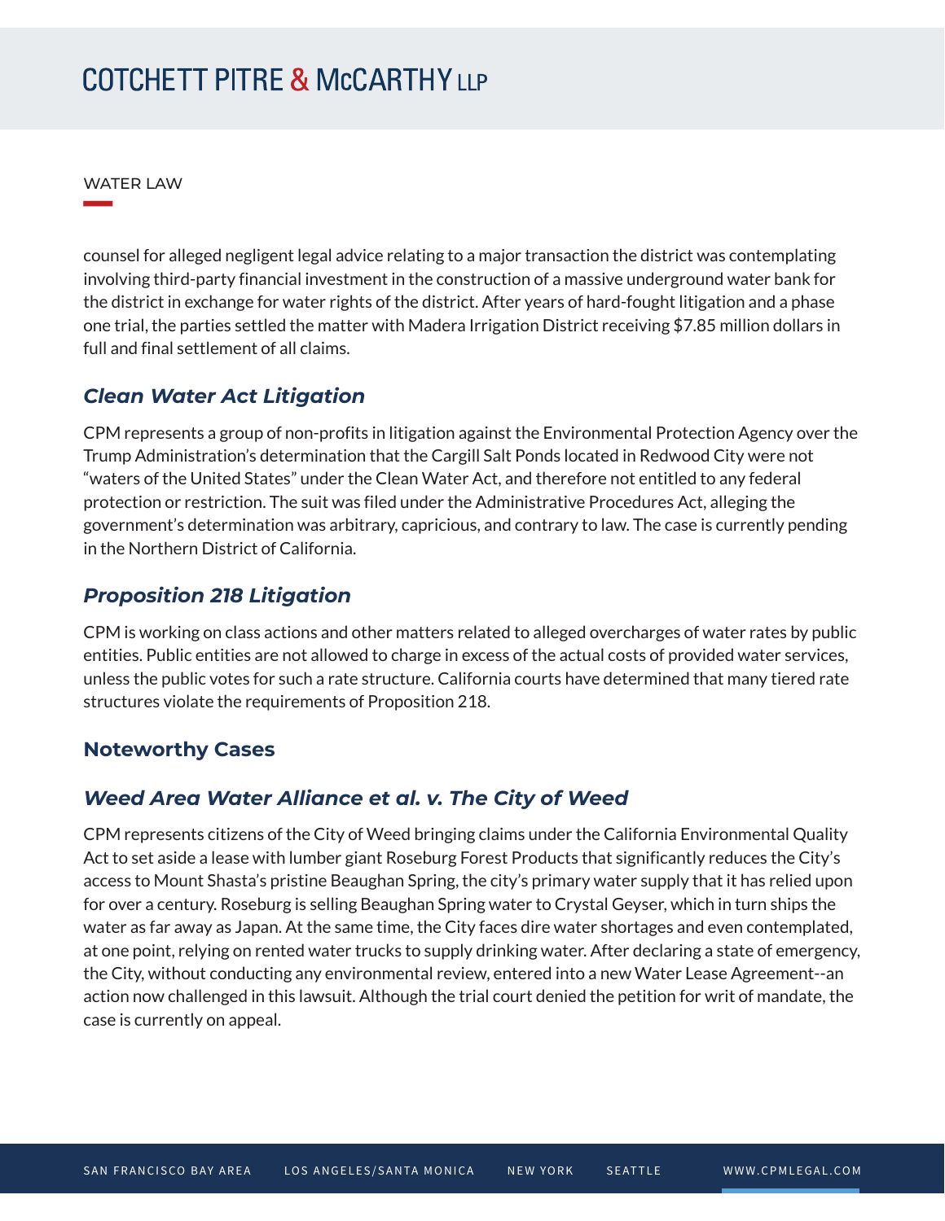counsel for alleged negligent legal advice relating to a major transaction the district was contemplating involving third-party financial investment in the construction of a massive underground water bank for the district in exchange for water rights of the district. After years of hard-fought litigation and a phase one trial, the parties settled the matter with Madera Irrigation District receiving $7.85 million dollars in full and final settlement of all claims.

### *Clean Water Act Litigation*

CPM represents a group of non-profits in litigation against the Environmental Protection Agency over the Trump Administration's determination that the Cargill Salt Ponds located in Redwood City were not "waters of the United States" under the Clean Water Act, and therefore not entitled to any federal protection or restriction. The suit was filed under the Administrative Procedures Act, alleging the government's determination was arbitrary, capricious, and contrary to law. The case is currently pending in the Northern District of California.

### *Proposition 218 Litigation*

CPM is working on class actions and other matters related to alleged overcharges of water rates by public entities. Public entities are not allowed to charge in excess of the actual costs of provided water services, unless the public votes for such a rate structure. California courts have determined that many tiered rate structures violate the requirements of Proposition 218.

## Noteworthy Cases

### *Weed Area Water Alliance et al. v. The City of Weed*

CPM represents citizens of the City of Weed bringing claims under the California Environmental Quality Act to set aside a lease with lumber giant Roseburg Forest Products that significantly reduces the City's access to Mount Shasta's pristine Beaughan Spring, the city's primary water supply that it has relied upon for over a century. Roseburg is selling Beaughan Spring water to Crystal Geyser, which in turn ships the water as far away as Japan. At the same time, the City faces dire water shortages and even contemplated, at one point, relying on rented water trucks to supply drinking water. After declaring a state of emergency, the City, without conducting any environmental review, entered into a new Water Lease Agreement--an action now challenged in this lawsuit. Although the trial court denied the petition for writ of mandate, the case is currently on appeal.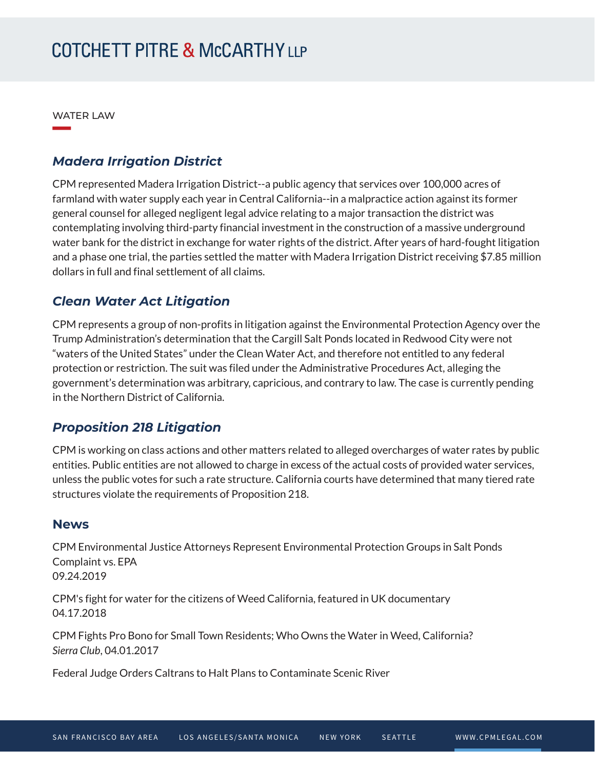WATER LAW

### *Madera Irrigation District*

CPM represented Madera Irrigation District--a public agency that services over 100,000 acres of farmland with water supply each year in Central California--in a malpractice action against its former general counsel for alleged negligent legal advice relating to a major transaction the district was contemplating involving third-party financial investment in the construction of a massive underground water bank for the district in exchange for water rights of the district. After years of hard-fought litigation and a phase one trial, the parties settled the matter with Madera Irrigation District receiving $7.85 million dollars in full and final settlement of all claims.

### *Clean Water Act Litigation*

CPM represents a group of non-profits in litigation against the Environmental Protection Agency over the Trump Administration's determination that the Cargill Salt Ponds located in Redwood City were not "waters of the United States" under the Clean Water Act, and therefore not entitled to any federal protection or restriction. The suit was filed under the Administrative Procedures Act, alleging the government's determination was arbitrary, capricious, and contrary to law. The case is currently pending in the Northern District of California.

### *Proposition 218 Litigation*

CPM is working on class actions and other matters related to alleged overcharges of water rates by public entities. Public entities are not allowed to charge in excess of the actual costs of provided water services, unless the public votes for such a rate structure. California courts have determined that many tiered rate structures violate the requirements of Proposition 218.

### News

CPM Environmental Justice Attorneys Represent Environmental Protection Groups in Salt Ponds Complaint vs. EPA
09.24.2019

CPM's fight for water for the citizens of Weed California, featured in UK documentary
04.17.2018

CPM Fights Pro Bono for Small Town Residents; Who Owns the Water in Weed, California?
*Sierra Club*, 04.01.2017

Federal Judge Orders Caltrans to Halt Plans to Contaminate Scenic River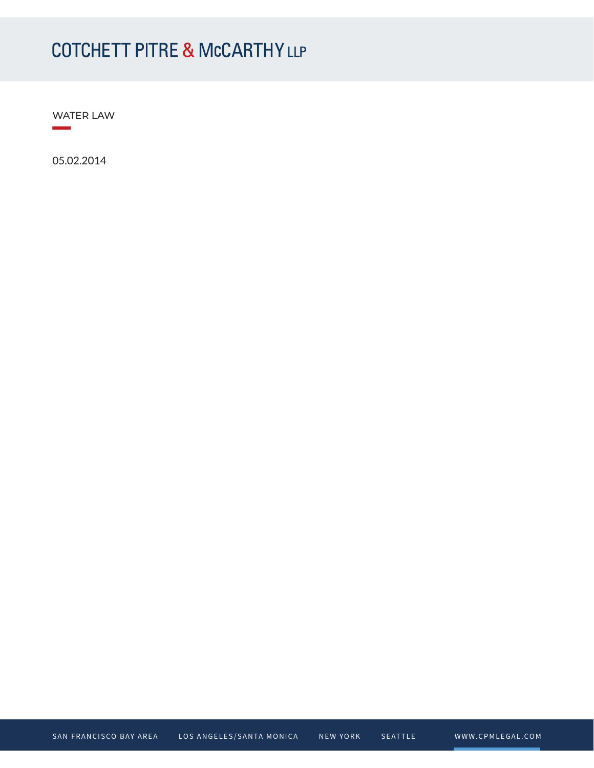WATER LAW

05.02.2014